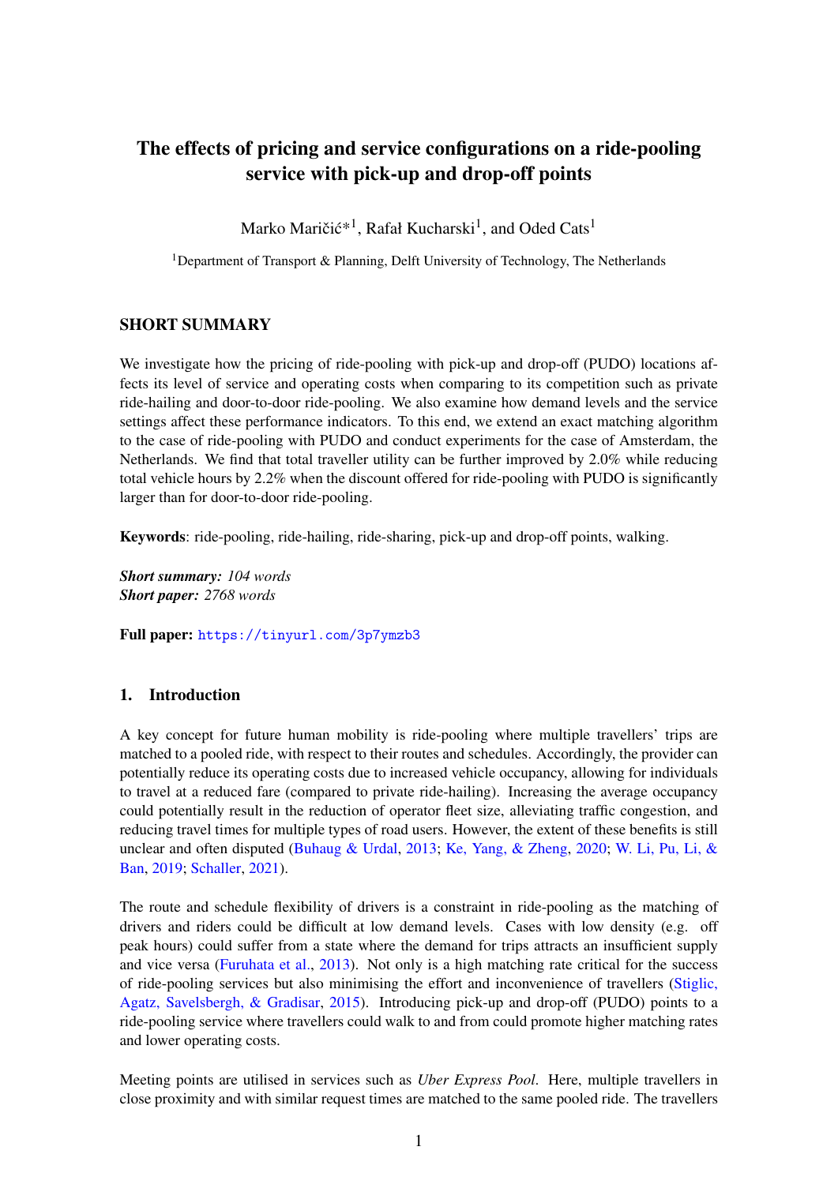# The effects of pricing and service configurations on a ride-pooling service with pick-up and drop-off points

Marko Maričić*[1], Rafał Kucharski[1], and Oded Cats[1]

[1]Department of Transport & Planning, Delft University of Technology, The Netherlands

## SHORT SUMMARY

We investigate how the pricing of ride-pooling with pick-up and drop-off (PUDO) locations affects its level of service and operating costs when comparing to its competition such as private ride-hailing and door-to-door ride-pooling. We also examine how demand levels and the service settings affect these performance indicators. To this end, we extend an exact matching algorithm to the case of ride-pooling with PUDO and conduct experiments for the case of Amsterdam, the Netherlands. We find that total traveller utility can be further improved by 2.0% while reducing total vehicle hours by 2.2% when the discount offered for ride-pooling with PUDO is significantly larger than for door-to-door ride-pooling.

**Keywords**: ride-pooling, ride-hailing, ride-sharing, pick-up and drop-off points, walking.

***Short summary:*** *104 words*
***Short paper:*** *2768 words*

**Full paper:** https://tinyurl.com/3p7ymzb3

## 1. Introduction

A key concept for future human mobility is ride-pooling where multiple travellers' trips are matched to a pooled ride, with respect to their routes and schedules. Accordingly, the provider can potentially reduce its operating costs due to increased vehicle occupancy, allowing for individuals to travel at a reduced fare (compared to private ride-hailing). Increasing the average occupancy could potentially result in the reduction of operator fleet size, alleviating traffic congestion, and reducing travel times for multiple types of road users. However, the extent of these benefits is still unclear and often disputed (Buhaug & Urdal, 2013; Ke, Yang, & Zheng, 2020; W. Li, Pu, Li, & Ban, 2019; Schaller, 2021).

The route and schedule flexibility of drivers is a constraint in ride-pooling as the matching of drivers and riders could be difficult at low demand levels. Cases with low density (e.g. off peak hours) could suffer from a state where the demand for trips attracts an insufficient supply and vice versa (Furuhata et al., 2013). Not only is a high matching rate critical for the success of ride-pooling services but also minimising the effort and inconvenience of travellers (Stiglic, Agatz, Savelsbergh, & Gradisar, 2015). Introducing pick-up and drop-off (PUDO) points to a ride-pooling service where travellers could walk to and from could promote higher matching rates and lower operating costs.

Meeting points are utilised in services such as *Uber Express Pool*. Here, multiple travellers in close proximity and with similar request times are matched to the same pooled ride. The travellers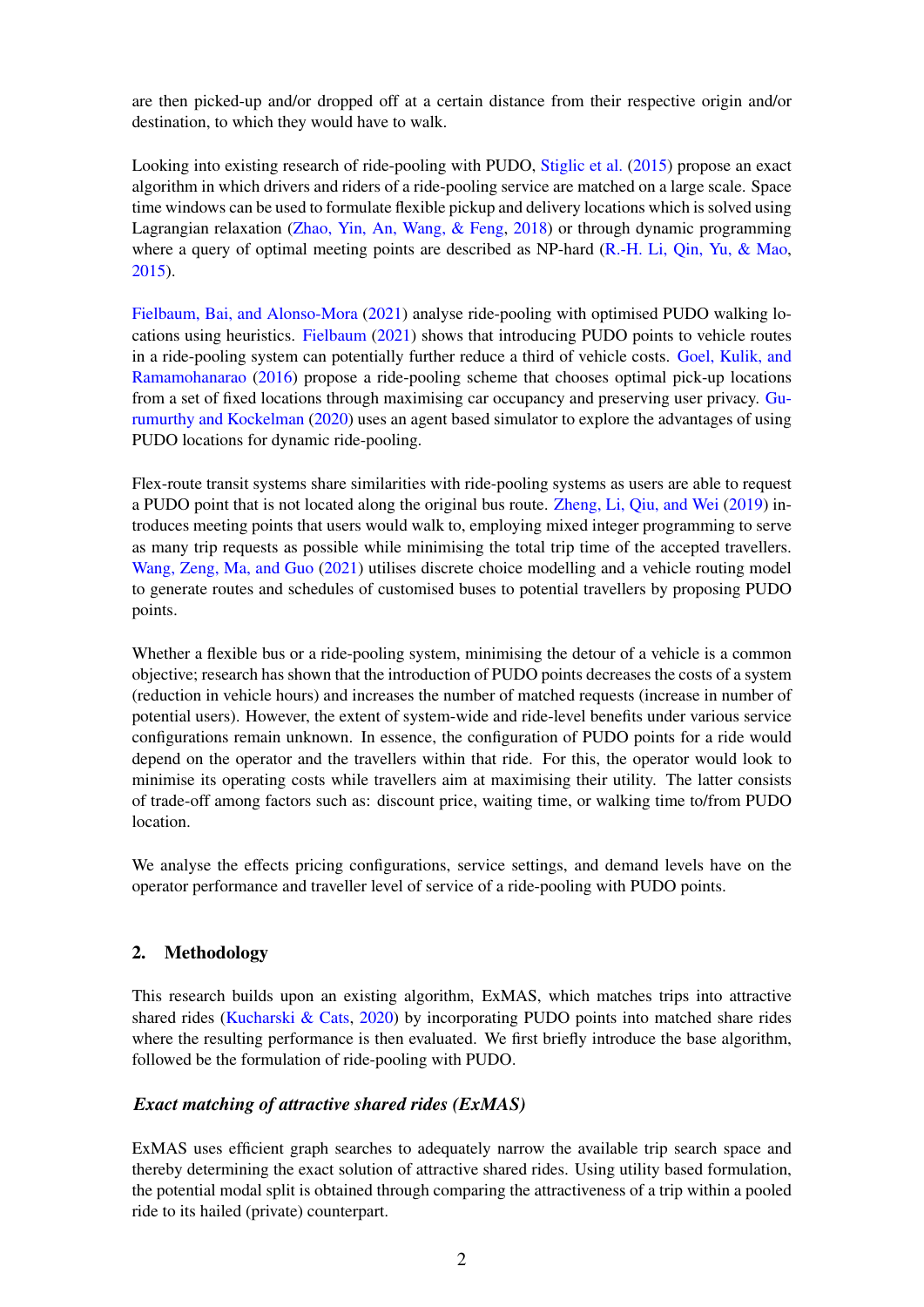are then picked-up and/or dropped off at a certain distance from their respective origin and/or destination, to which they would have to walk.

Looking into existing research of ride-pooling with PUDO, Stiglic et al. (2015) propose an exact algorithm in which drivers and riders of a ride-pooling service are matched on a large scale. Space time windows can be used to formulate flexible pickup and delivery locations which is solved using Lagrangian relaxation (Zhao, Yin, An, Wang, & Feng, 2018) or through dynamic programming where a query of optimal meeting points are described as NP-hard (R.-H. Li, Qin, Yu, & Mao, 2015).

Fielbaum, Bai, and Alonso-Mora (2021) analyse ride-pooling with optimised PUDO walking locations using heuristics. Fielbaum (2021) shows that introducing PUDO points to vehicle routes in a ride-pooling system can potentially further reduce a third of vehicle costs. Goel, Kulik, and Ramamohanarao (2016) propose a ride-pooling scheme that chooses optimal pick-up locations from a set of fixed locations through maximising car occupancy and preserving user privacy. Gurumurthy and Kockelman (2020) uses an agent based simulator to explore the advantages of using PUDO locations for dynamic ride-pooling.

Flex-route transit systems share similarities with ride-pooling systems as users are able to request a PUDO point that is not located along the original bus route. Zheng, Li, Qiu, and Wei (2019) introduces meeting points that users would walk to, employing mixed integer programming to serve as many trip requests as possible while minimising the total trip time of the accepted travellers. Wang, Zeng, Ma, and Guo (2021) utilises discrete choice modelling and a vehicle routing model to generate routes and schedules of customised buses to potential travellers by proposing PUDO points.

Whether a flexible bus or a ride-pooling system, minimising the detour of a vehicle is a common objective; research has shown that the introduction of PUDO points decreases the costs of a system (reduction in vehicle hours) and increases the number of matched requests (increase in number of potential users). However, the extent of system-wide and ride-level benefits under various service configurations remain unknown. In essence, the configuration of PUDO points for a ride would depend on the operator and the travellers within that ride. For this, the operator would look to minimise its operating costs while travellers aim at maximising their utility. The latter consists of trade-off among factors such as: discount price, waiting time, or walking time to/from PUDO location.

We analyse the effects pricing configurations, service settings, and demand levels have on the operator performance and traveller level of service of a ride-pooling with PUDO points.

## 2. Methodology

This research builds upon an existing algorithm, ExMAS, which matches trips into attractive shared rides (Kucharski & Cats, 2020) by incorporating PUDO points into matched share rides where the resulting performance is then evaluated. We first briefly introduce the base algorithm, followed be the formulation of ride-pooling with PUDO.

### *Exact matching of attractive shared rides (ExMAS)*

ExMAS uses efficient graph searches to adequately narrow the available trip search space and thereby determining the exact solution of attractive shared rides. Using utility based formulation, the potential modal split is obtained through comparing the attractiveness of a trip within a pooled ride to its hailed (private) counterpart.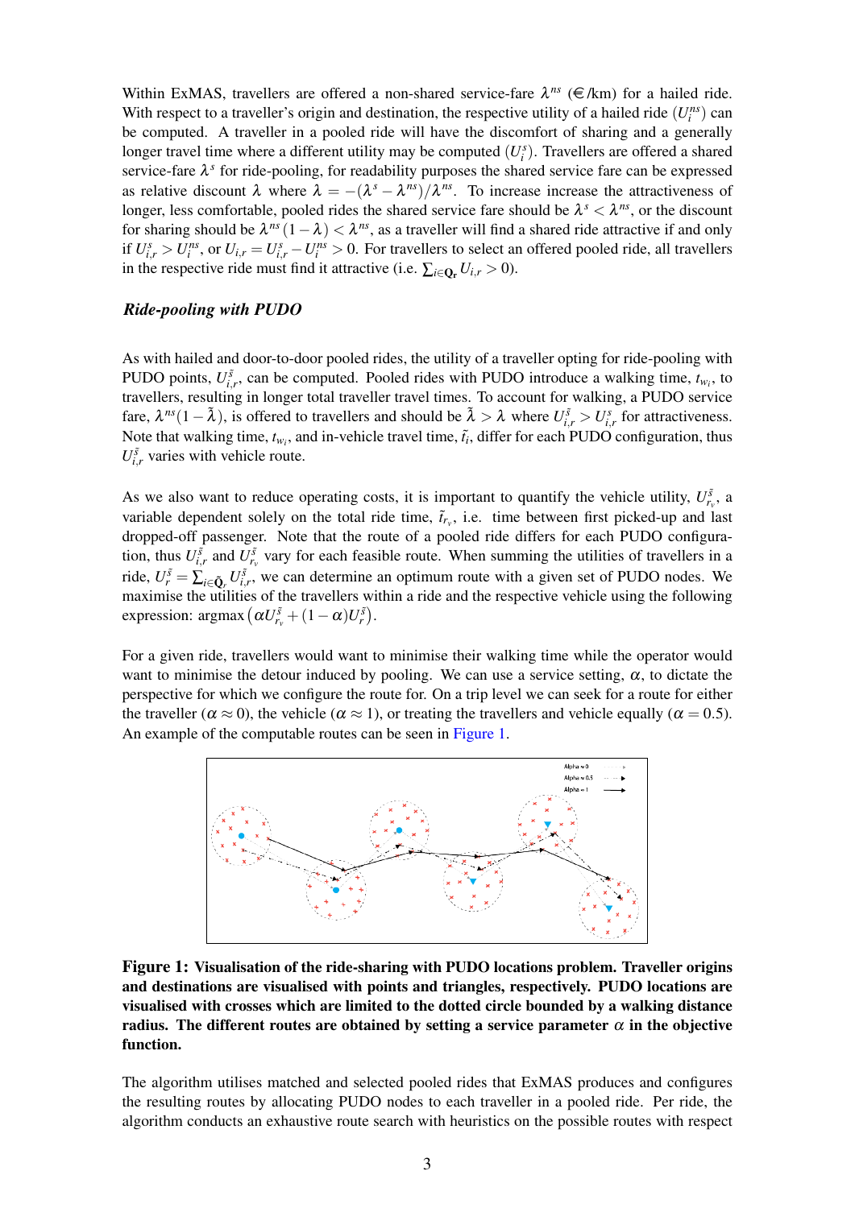Within ExMAS, travellers are offered a non-shared service-fare $\lambda^{ns}$ (€/km) for a hailed ride. With respect to a traveller's origin and destination, the respective utility of a hailed ride ($U_i^{ns}$) can be computed. A traveller in a pooled ride will have the discomfort of sharing and a generally longer travel time where a different utility may be computed ($U_i^s$). Travellers are offered a shared service-fare $\lambda^s$ for ride-pooling, for readability purposes the shared service fare can be expressed as relative discount $\lambda$ where $\lambda = -(\lambda^s - \lambda^{ns})/\lambda^{ns}$. To increase increase the attractiveness of longer, less comfortable, pooled rides the shared service fare should be $\lambda^s < \lambda^{ns}$, or the discount for sharing should be $\lambda^{ns}(1-\lambda) < \lambda^{ns}$, as a traveller will find a shared ride attractive if and only if $U_{i,r}^s > U_i^{ns}$, or $U_{i,r} = U_{i,r}^s - U_i^{ns} > 0$. For travellers to select an offered pooled ride, all travellers in the respective ride must find it attractive (i.e. $\sum_{i \in \mathbf{Q_r}} U_{i,r} > 0$).

### *Ride-pooling with PUDO*

As with hailed and door-to-door pooled rides, the utility of a traveller opting for ride-pooling with PUDO points, $U_{i,r}^{\tilde{s}}$, can be computed. Pooled rides with PUDO introduce a walking time, $t_{w_i}$, to travellers, resulting in longer total traveller travel times. To account for walking, a PUDO service fare, $\lambda^{ns}(1-\tilde{\lambda})$, is offered to travellers and should be $\tilde{\lambda} > \lambda$ where $U_{i,r}^{\tilde{s}} > U_{i,r}^{s}$ for attractiveness. Note that walking time, $t_{w_i}$, and in-vehicle travel time, $\tilde{t}_i$, differ for each PUDO configuration, thus $U_{i,r}^{\tilde{s}}$ varies with vehicle route.

As we also want to reduce operating costs, it is important to quantify the vehicle utility, $U_{r_v}^{\tilde{s}}$, a variable dependent solely on the total ride time, $\tilde{t}_{r_v}$, i.e. time between first picked-up and last dropped-off passenger. Note that the route of a pooled ride differs for each PUDO configuration, thus $U_{i,r}^{\tilde{s}}$ and $U_{r_v}^{\tilde{s}}$ vary for each feasible route. When summing the utilities of travellers in a ride, $U_r^{\tilde{s}} = \sum_{i \in \tilde{\mathbf{Q}}_r} U_{i,r}^{\tilde{s}}$, we can determine an optimum route with a given set of PUDO nodes. We maximise the utilities of the travellers within a ride and the respective vehicle using the following expression: $\operatorname{argmax}\left(\alpha U_{r_v}^{\tilde{s}} + (1-\alpha) U_r^{\tilde{s}}\right)$.

For a given ride, travellers would want to minimise their walking time while the operator would want to minimise the detour induced by pooling. We can use a service setting, $\alpha$, to dictate the perspective for which we configure the route for. On a trip level we can seek for a route for either the traveller ($\alpha \approx 0$), the vehicle ($\alpha \approx 1$), or treating the travellers and vehicle equally ($\alpha = 0.5$). An example of the computable routes can be seen in Figure 1.

**Figure 1: Visualisation of the ride-sharing with PUDO locations problem. Traveller origins and destinations are visualised with points and triangles, respectively. PUDO locations are visualised with crosses which are limited to the dotted circle bounded by a walking distance radius. The different routes are obtained by setting a service parameter $\alpha$ in the objective function.**

The algorithm utilises matched and selected pooled rides that ExMAS produces and configures the resulting routes by allocating PUDO nodes to each traveller in a pooled ride. Per ride, the algorithm conducts an exhaustive route search with heuristics on the possible routes with respect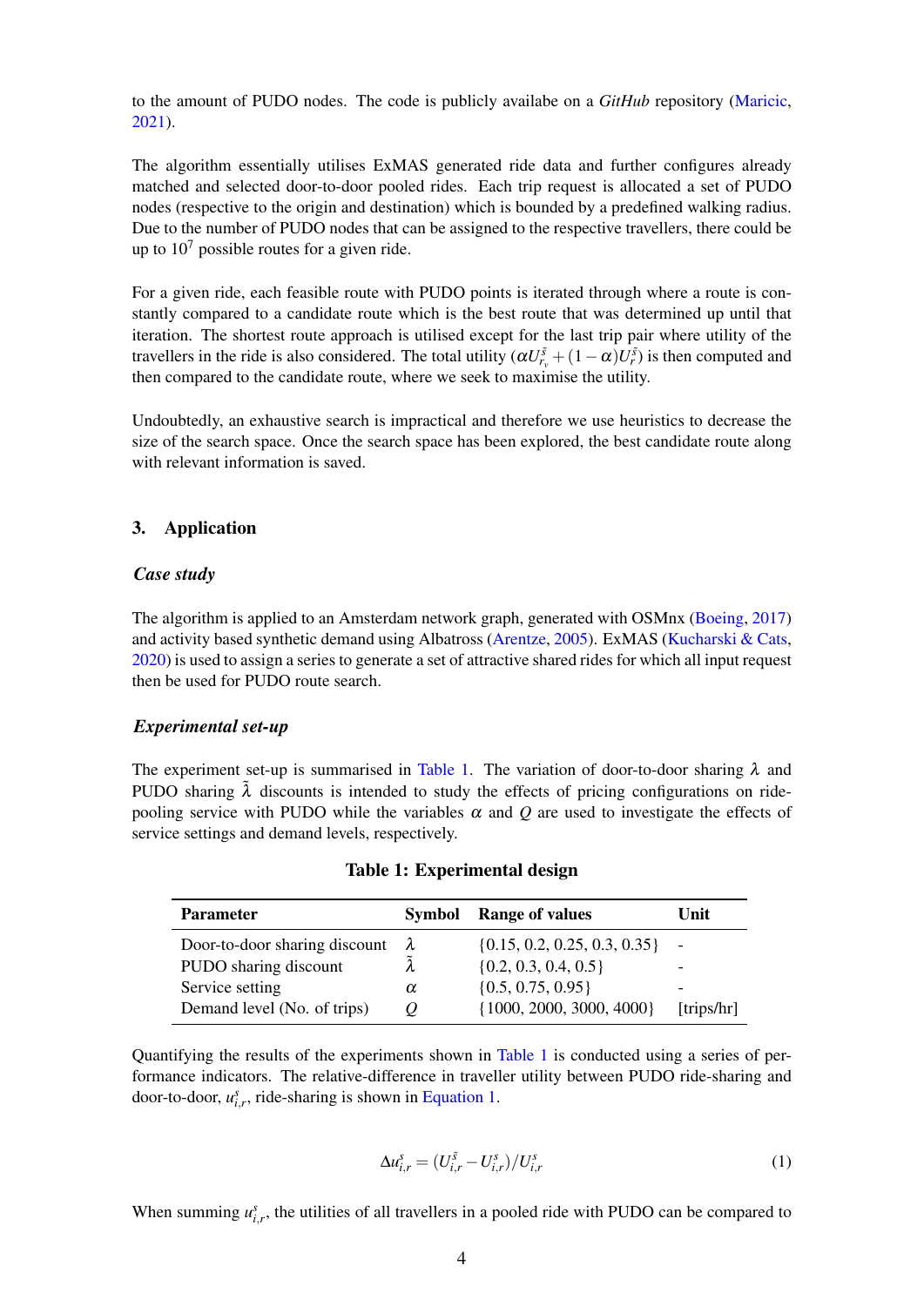to the amount of PUDO nodes. The code is publicly availabe on a *GitHub* repository (Maricic, 2021).

The algorithm essentially utilises ExMAS generated ride data and further configures already matched and selected door-to-door pooled rides. Each trip request is allocated a set of PUDO nodes (respective to the origin and destination) which is bounded by a predefined walking radius. Due to the number of PUDO nodes that can be assigned to the respective travellers, there could be up to $10^7$ possible routes for a given ride.

For a given ride, each feasible route with PUDO points is iterated through where a route is constantly compared to a candidate route which is the best route that was determined up until that iteration. The shortest route approach is utilised except for the last trip pair where utility of the travellers in the ride is also considered. The total utility ($\alpha U_{r_v}^{\tilde{s}} + (1-\alpha)U_r^{\tilde{s}}$) is then computed and then compared to the candidate route, where we seek to maximise the utility.

Undoubtedly, an exhaustive search is impractical and therefore we use heuristics to decrease the size of the search space. Once the search space has been explored, the best candidate route along with relevant information is saved.

## 3. Application

### *Case study*

The algorithm is applied to an Amsterdam network graph, generated with OSMnx (Boeing, 2017) and activity based synthetic demand using Albatross (Arentze, 2005). ExMAS (Kucharski & Cats, 2020) is used to assign a series to generate a set of attractive shared rides for which all input request then be used for PUDO route search.

### *Experimental set-up*

The experiment set-up is summarised in Table 1. The variation of door-to-door sharing $\lambda$ and PUDO sharing $\tilde{\lambda}$ discounts is intended to study the effects of pricing configurations on ride-pooling service with PUDO while the variables $\alpha$ and $Q$ are used to investigate the effects of service settings and demand levels, respectively.

**Table 1: Experimental design**

| Parameter | Symbol | Range of values | Unit |
|---|---|---|---|
| Door-to-door sharing discount | $\lambda$ | {0.15, 0.2, 0.25, 0.3, 0.35} | - |
| PUDO sharing discount | $\tilde{\lambda}$ | {0.2, 0.3, 0.4, 0.5} | - |
| Service setting | $\alpha$ | {0.5, 0.75, 0.95} | - |
| Demand level (No. of trips) | $Q$ | {1000, 2000, 3000, 4000} | [trips/hr] |

Quantifying the results of the experiments shown in Table 1 is conducted using a series of performance indicators. The relative-difference in traveller utility between PUDO ride-sharing and door-to-door, $u_{i,r}^s$, ride-sharing is shown in Equation 1.

$$\Delta u_{i,r}^s = (U_{i,r}^{\tilde{s}} - U_{i,r}^s)/U_{i,r}^s \tag{1}$$

When summing $u_{i,r}^s$, the utilities of all travellers in a pooled ride with PUDO can be compared to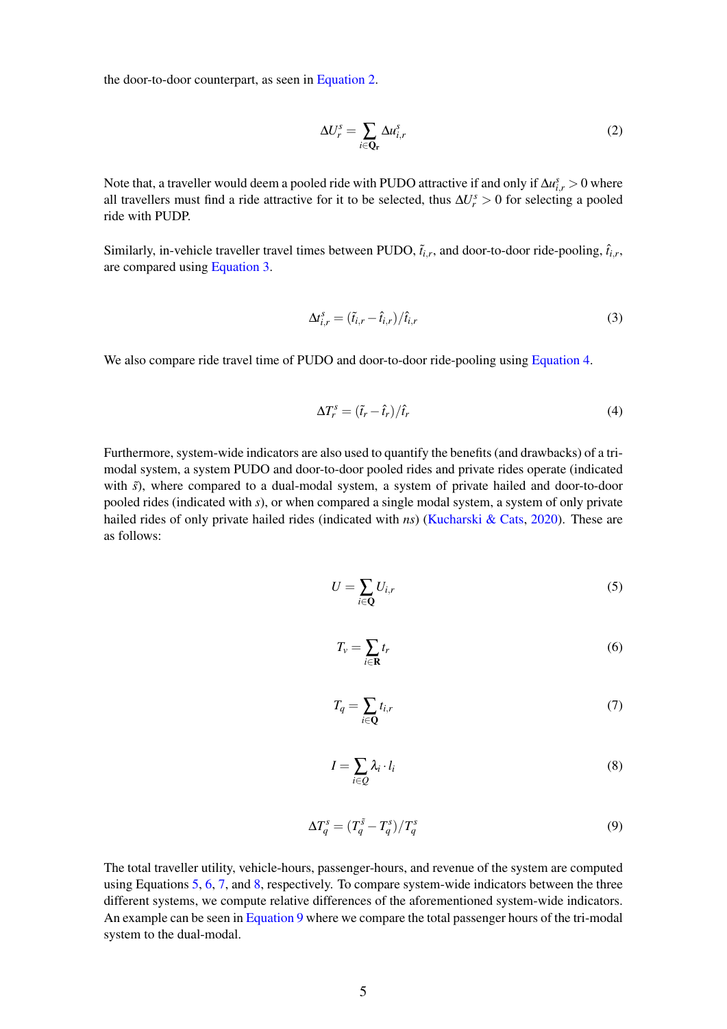the door-to-door counterpart, as seen in Equation 2.

$$\Delta U_r^s = \sum_{i \in \mathbf{Q_r}} \Delta u_{i,r}^s \tag{2}$$

Note that, a traveller would deem a pooled ride with PUDO attractive if and only if $\Delta u_{i,r}^s > 0$ where all travellers must find a ride attractive for it to be selected, thus $\Delta U_r^s > 0$ for selecting a pooled ride with PUDP.

Similarly, in-vehicle traveller travel times between PUDO, $\tilde{t}_{i,r}$, and door-to-door ride-pooling, $\hat{t}_{i,r}$, are compared using Equation 3.

$$\Delta t_{i,r}^s = (\tilde{t}_{i,r} - \hat{t}_{i,r}) / \hat{t}_{i,r} \tag{3}$$

We also compare ride travel time of PUDO and door-to-door ride-pooling using Equation 4.

$$\Delta T_r^s = (\tilde{t}_r - \hat{t}_r) / \hat{t}_r \tag{4}$$

Furthermore, system-wide indicators are also used to quantify the benefits (and drawbacks) of a tri-modal system, a system PUDO and door-to-door pooled rides and private rides operate (indicated with $\tilde{s}$), where compared to a dual-modal system, a system of private hailed and door-to-door pooled rides (indicated with $s$), or when compared a single modal system, a system of only private hailed rides of only private hailed rides (indicated with $ns$) (Kucharski & Cats, 2020). These are as follows:

$$U = \sum_{i \in \mathbf{Q}} U_{i,r} \tag{5}$$

$$T_v = \sum_{i \in \mathbf{R}} t_r \tag{6}$$

$$T_q = \sum_{i \in \mathbf{Q}} t_{i,r} \tag{7}$$

$$I = \sum_{i \in Q} \lambda_i \cdot l_i \tag{8}$$

$$\Delta T_q^s = (T_q^{\tilde{s}} - T_q^s) / T_q^s \tag{9}$$

The total traveller utility, vehicle-hours, passenger-hours, and revenue of the system are computed using Equations 5, 6, 7, and 8, respectively. To compare system-wide indicators between the three different systems, we compute relative differences of the aforementioned system-wide indicators. An example can be seen in Equation 9 where we compare the total passenger hours of the tri-modal system to the dual-modal.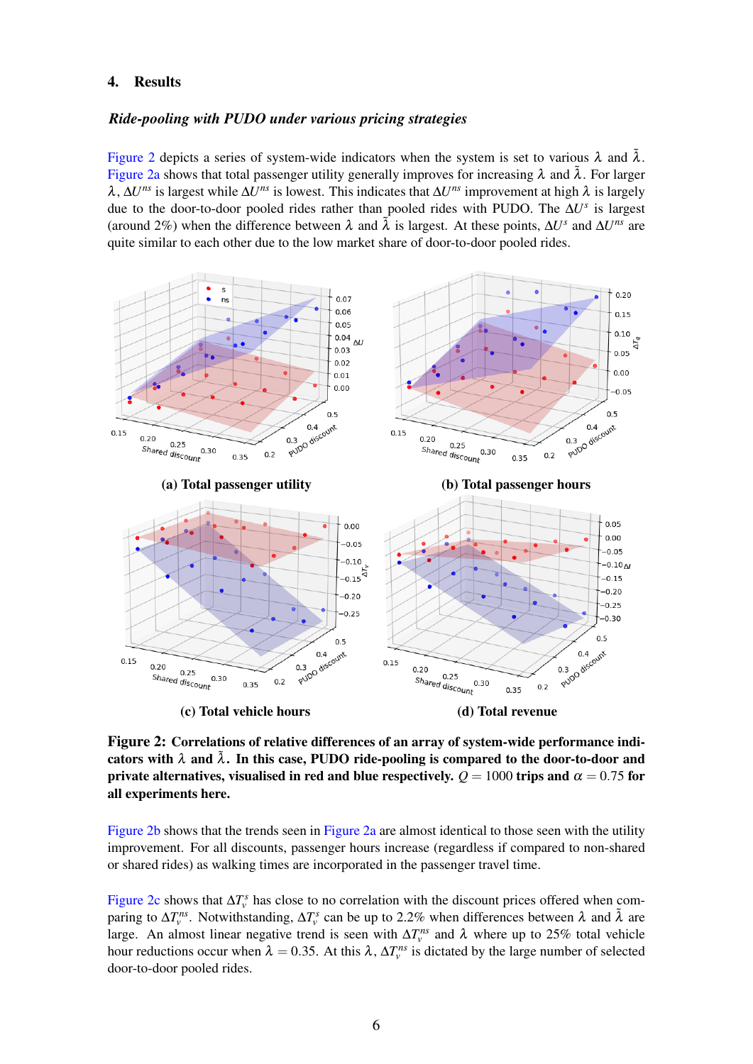## 4. Results

### *Ride-pooling with PUDO under various pricing strategies*

Figure 2 depicts a series of system-wide indicators when the system is set to various $\lambda$ and $\tilde{\lambda}$. Figure 2a shows that total passenger utility generally improves for increasing $\lambda$ and $\tilde{\lambda}$. For larger $\lambda$, $\Delta U^{ns}$ is largest while $\Delta U^{ns}$ is lowest. This indicates that $\Delta U^{ns}$ improvement at high $\lambda$ is largely due to the door-to-door pooled rides rather than pooled rides with PUDO. The $\Delta U^{s}$ is largest (around 2%) when the difference between $\lambda$ and $\tilde{\lambda}$ is largest. At these points, $\Delta U^{s}$ and $\Delta U^{ns}$ are quite similar to each other due to the low market share of door-to-door pooled rides.

(a) Total passenger utility

(b) Total passenger hours

(c) Total vehicle hours

(d) Total revenue

**Figure 2: Correlations of relative differences of an array of system-wide performance indicators with $\lambda$ and $\tilde{\lambda}$. In this case, PUDO ride-pooling is compared to the door-to-door and private alternatives, visualised in red and blue respectively. $Q = 1000$ trips and $\alpha = 0.75$ for all experiments here.**

Figure 2b shows that the trends seen in Figure 2a are almost identical to those seen with the utility improvement. For all discounts, passenger hours increase (regardless if compared to non-shared or shared rides) as walking times are incorporated in the passenger travel time.

Figure 2c shows that $\Delta T_v^s$ has close to no correlation with the discount prices offered when comparing to $\Delta T_v^{ns}$. Notwithstanding, $\Delta T_v^s$ can be up to 2.2% when differences between $\lambda$ and $\tilde{\lambda}$ are large. An almost linear negative trend is seen with $\Delta T_v^{ns}$ and $\lambda$ where up to 25% total vehicle hour reductions occur when $\lambda = 0.35$. At this $\lambda$, $\Delta T_v^{ns}$ is dictated by the large number of selected door-to-door pooled rides.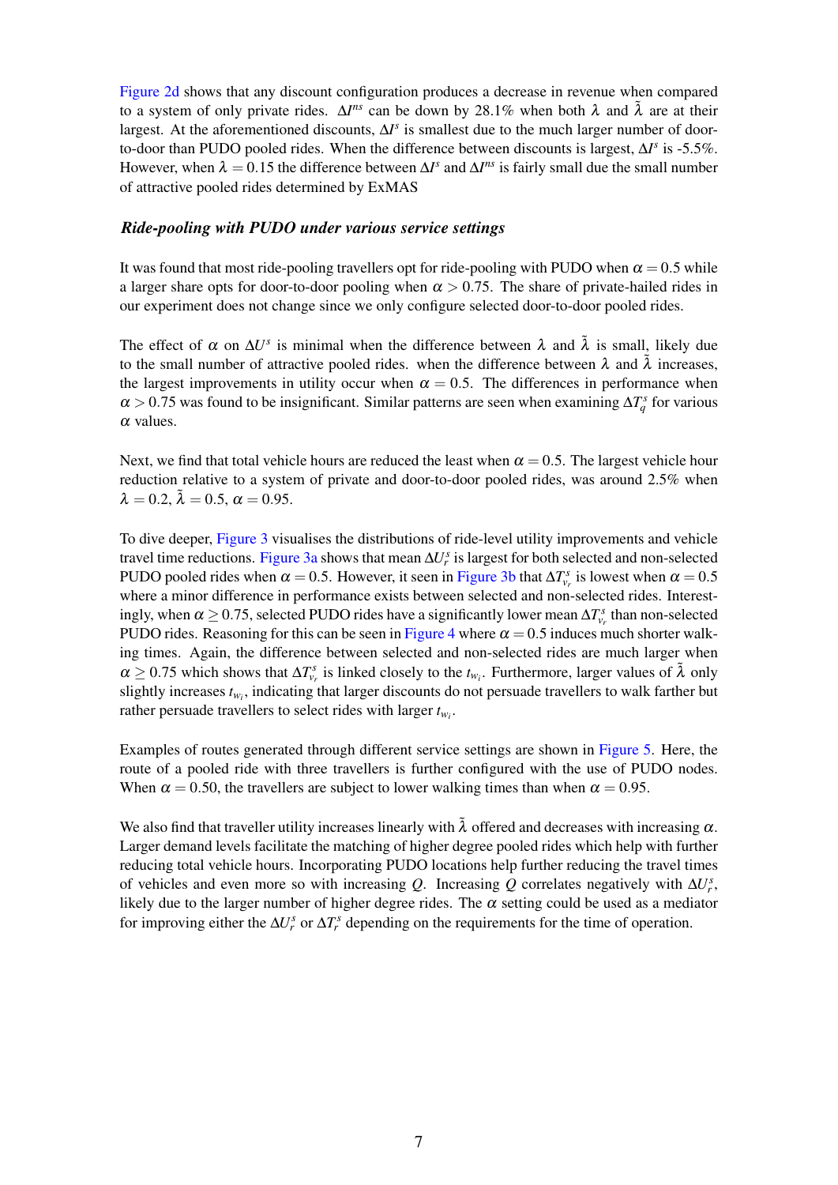Figure 2d shows that any discount configuration produces a decrease in revenue when compared to a system of only private rides. $\Delta I^{ns}$ can be down by 28.1% when both $\lambda$ and $\tilde{\lambda}$ are at their largest. At the aforementioned discounts, $\Delta I^{s}$ is smallest due to the much larger number of door-to-door than PUDO pooled rides. When the difference between discounts is largest, $\Delta I^{s}$ is -5.5%. However, when $\lambda = 0.15$ the difference between $\Delta I^{s}$ and $\Delta I^{ns}$ is fairly small due the small number of attractive pooled rides determined by ExMAS

### *Ride-pooling with PUDO under various service settings*

It was found that most ride-pooling travellers opt for ride-pooling with PUDO when $\alpha = 0.5$ while a larger share opts for door-to-door pooling when $\alpha > 0.75$. The share of private-hailed rides in our experiment does not change since we only configure selected door-to-door pooled rides.

The effect of $\alpha$ on $\Delta U^{s}$ is minimal when the difference between $\lambda$ and $\tilde{\lambda}$ is small, likely due to the small number of attractive pooled rides. when the difference between $\lambda$ and $\tilde{\lambda}$ increases, the largest improvements in utility occur when $\alpha = 0.5$. The differences in performance when $\alpha > 0.75$ was found to be insignificant. Similar patterns are seen when examining $\Delta T^{s}_{q}$ for various $\alpha$ values.

Next, we find that total vehicle hours are reduced the least when $\alpha = 0.5$. The largest vehicle hour reduction relative to a system of private and door-to-door pooled rides, was around 2.5% when $\lambda = 0.2$, $\tilde{\lambda} = 0.5$, $\alpha = 0.95$.

To dive deeper, Figure 3 visualises the distributions of ride-level utility improvements and vehicle travel time reductions. Figure 3a shows that mean $\Delta U^{s}_{r}$ is largest for both selected and non-selected PUDO pooled rides when $\alpha = 0.5$. However, it seen in Figure 3b that $\Delta T^{s}_{v_r}$ is lowest when $\alpha = 0.5$ where a minor difference in performance exists between selected and non-selected rides. Interestingly, when $\alpha \geq 0.75$, selected PUDO rides have a significantly lower mean $\Delta T^{s}_{v_r}$ than non-selected PUDO rides. Reasoning for this can be seen in Figure 4 where $\alpha = 0.5$ induces much shorter walking times. Again, the difference between selected and non-selected rides are much larger when $\alpha \geq 0.75$ which shows that $\Delta T^{s}_{v_r}$ is linked closely to the $t_{w_i}$. Furthermore, larger values of $\tilde{\lambda}$ only slightly increases $t_{w_i}$, indicating that larger discounts do not persuade travellers to walk farther but rather persuade travellers to select rides with larger $t_{w_i}$.

Examples of routes generated through different service settings are shown in Figure 5. Here, the route of a pooled ride with three travellers is further configured with the use of PUDO nodes. When $\alpha = 0.50$, the travellers are subject to lower walking times than when $\alpha = 0.95$.

We also find that traveller utility increases linearly with $\tilde{\lambda}$ offered and decreases with increasing $\alpha$. Larger demand levels facilitate the matching of higher degree pooled rides which help with further reducing total vehicle hours. Incorporating PUDO locations help further reducing the travel times of vehicles and even more so with increasing $Q$. Increasing $Q$ correlates negatively with $\Delta U^{s}_{r}$, likely due to the larger number of higher degree rides. The $\alpha$ setting could be used as a mediator for improving either the $\Delta U^{s}_{r}$ or $\Delta T^{s}_{r}$ depending on the requirements for the time of operation.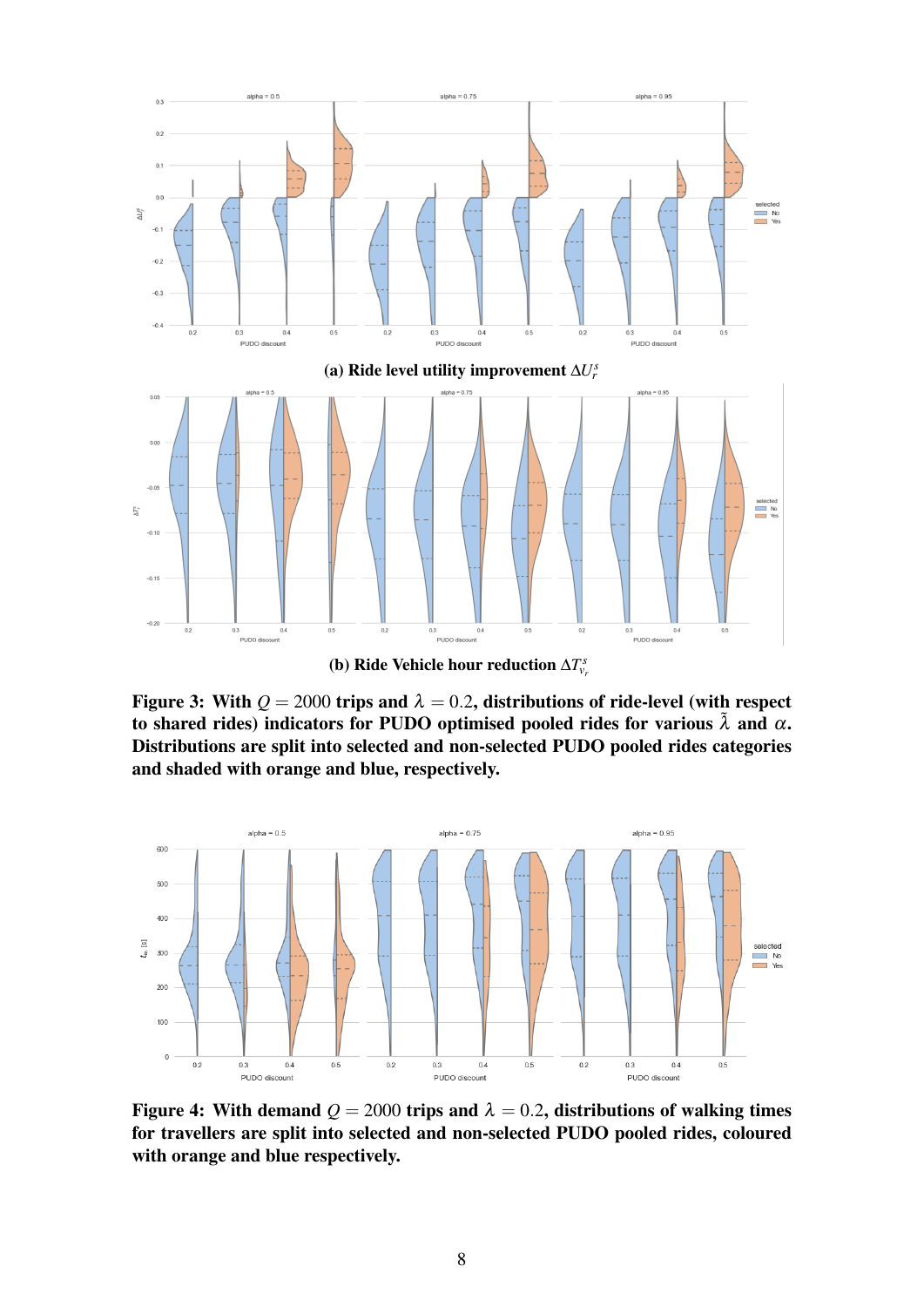(a) Ride level utility improvement $\Delta U_r^s$

(b) Ride Vehicle hour reduction $\Delta T_{v_r}^s$

**Figure 3: With $Q = 2000$ trips and $\lambda = 0.2$, distributions of ride-level (with respect to shared rides) indicators for PUDO optimised pooled rides for various $\tilde{\lambda}$ and $\alpha$. Distributions are split into selected and non-selected PUDO pooled rides categories and shaded with orange and blue, respectively.**

**Figure 4: With demand $Q = 2000$ trips and $\lambda = 0.2$, distributions of walking times for travellers are split into selected and non-selected PUDO pooled rides, coloured with orange and blue respectively.**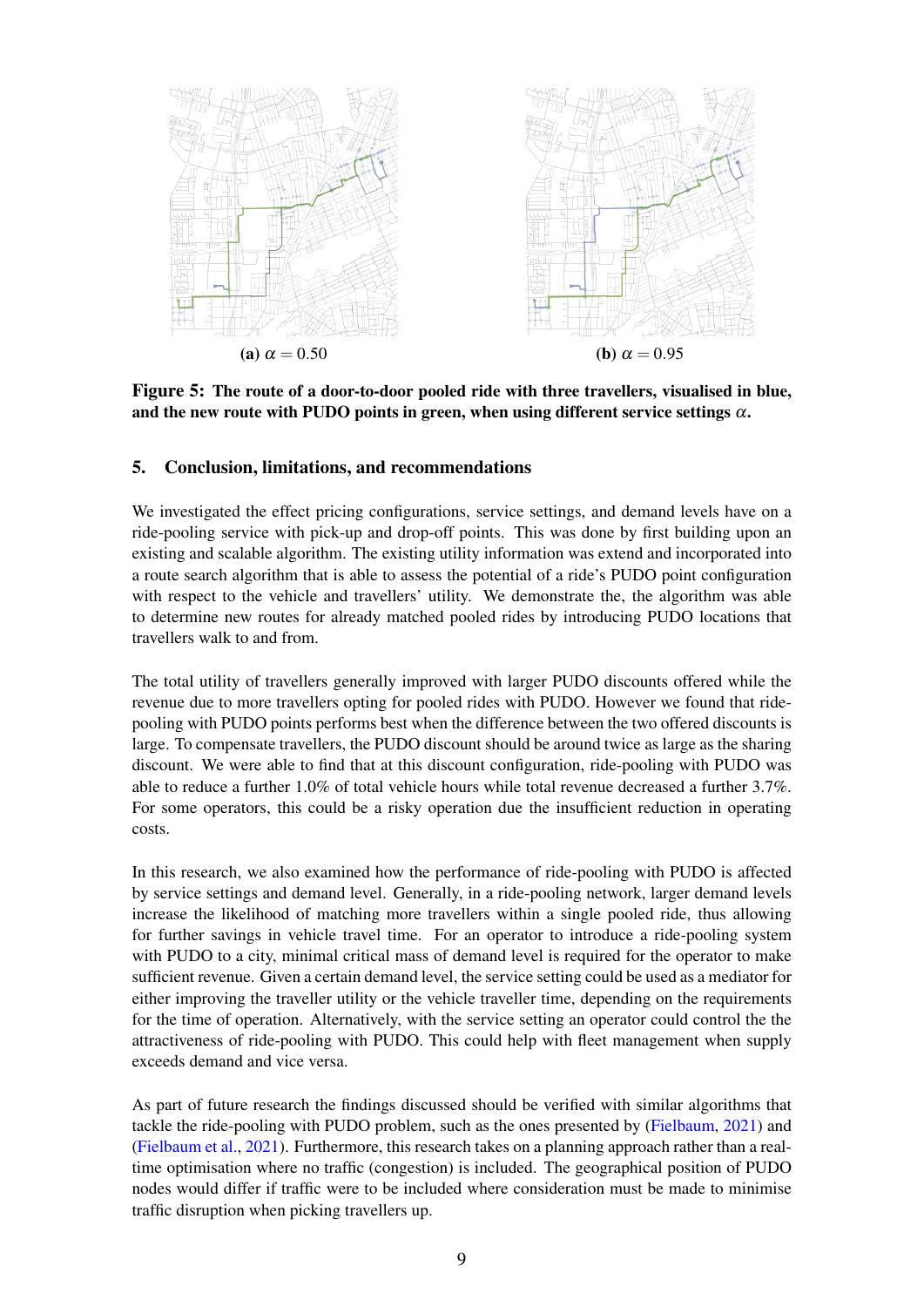(a) $\alpha = 0.50$

(b) $\alpha = 0.95$

**Figure 5: The route of a door-to-door pooled ride with three travellers, visualised in blue, and the new route with PUDO points in green, when using different service settings $\alpha$.**

## 5. Conclusion, limitations, and recommendations

We investigated the effect pricing configurations, service settings, and demand levels have on a ride-pooling service with pick-up and drop-off points. This was done by first building upon an existing and scalable algorithm. The existing utility information was extend and incorporated into a route search algorithm that is able to assess the potential of a ride's PUDO point configuration with respect to the vehicle and travellers' utility. We demonstrate the, the algorithm was able to determine new routes for already matched pooled rides by introducing PUDO locations that travellers walk to and from.

The total utility of travellers generally improved with larger PUDO discounts offered while the revenue due to more travellers opting for pooled rides with PUDO. However we found that ride-pooling with PUDO points performs best when the difference between the two offered discounts is large. To compensate travellers, the PUDO discount should be around twice as large as the sharing discount. We were able to find that at this discount configuration, ride-pooling with PUDO was able to reduce a further 1.0% of total vehicle hours while total revenue decreased a further 3.7%. For some operators, this could be a risky operation due the insufficient reduction in operating costs.

In this research, we also examined how the performance of ride-pooling with PUDO is affected by service settings and demand level. Generally, in a ride-pooling network, larger demand levels increase the likelihood of matching more travellers within a single pooled ride, thus allowing for further savings in vehicle travel time. For an operator to introduce a ride-pooling system with PUDO to a city, minimal critical mass of demand level is required for the operator to make sufficient revenue. Given a certain demand level, the service setting could be used as a mediator for either improving the traveller utility or the vehicle traveller time, depending on the requirements for the time of operation. Alternatively, with the service setting an operator could control the the attractiveness of ride-pooling with PUDO. This could help with fleet management when supply exceeds demand and vice versa.

As part of future research the findings discussed should be verified with similar algorithms that tackle the ride-pooling with PUDO problem, such as the ones presented by (Fielbaum, 2021) and (Fielbaum et al., 2021). Furthermore, this research takes on a planning approach rather than a real-time optimisation where no traffic (congestion) is included. The geographical position of PUDO nodes would differ if traffic were to be included where consideration must be made to minimise traffic disruption when picking travellers up.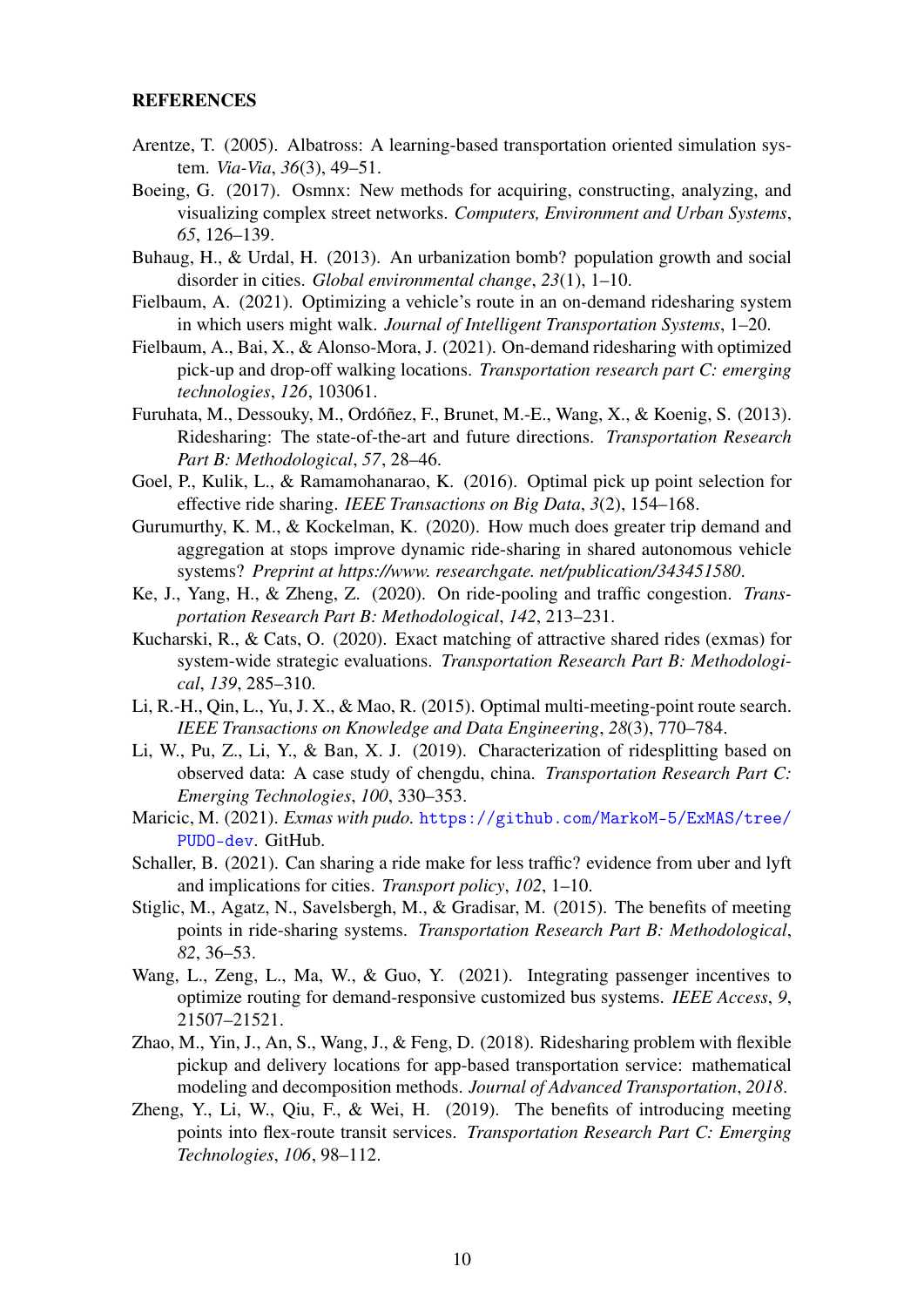## REFERENCES

Arentze, T. (2005). Albatross: A learning-based transportation oriented simulation system. *Via-Via*, *36*(3), 49–51.

Boeing, G. (2017). Osmnx: New methods for acquiring, constructing, analyzing, and visualizing complex street networks. *Computers, Environment and Urban Systems*, *65*, 126–139.

Buhaug, H., & Urdal, H. (2013). An urbanization bomb? population growth and social disorder in cities. *Global environmental change*, *23*(1), 1–10.

Fielbaum, A. (2021). Optimizing a vehicle's route in an on-demand ridesharing system in which users might walk. *Journal of Intelligent Transportation Systems*, 1–20.

Fielbaum, A., Bai, X., & Alonso-Mora, J. (2021). On-demand ridesharing with optimized pick-up and drop-off walking locations. *Transportation research part C: emerging technologies*, *126*, 103061.

Furuhata, M., Dessouky, M., Ordóñez, F., Brunet, M.-E., Wang, X., & Koenig, S. (2013). Ridesharing: The state-of-the-art and future directions. *Transportation Research Part B: Methodological*, *57*, 28–46.

Goel, P., Kulik, L., & Ramamohanarao, K. (2016). Optimal pick up point selection for effective ride sharing. *IEEE Transactions on Big Data*, *3*(2), 154–168.

Gurumurthy, K. M., & Kockelman, K. (2020). How much does greater trip demand and aggregation at stops improve dynamic ride-sharing in shared autonomous vehicle systems? *Preprint at https://www. researchgate. net/publication/343451580*.

Ke, J., Yang, H., & Zheng, Z. (2020). On ride-pooling and traffic congestion. *Transportation Research Part B: Methodological*, *142*, 213–231.

Kucharski, R., & Cats, O. (2020). Exact matching of attractive shared rides (exmas) for system-wide strategic evaluations. *Transportation Research Part B: Methodological*, *139*, 285–310.

Li, R.-H., Qin, L., Yu, J. X., & Mao, R. (2015). Optimal multi-meeting-point route search. *IEEE Transactions on Knowledge and Data Engineering*, *28*(3), 770–784.

Li, W., Pu, Z., Li, Y., & Ban, X. J. (2019). Characterization of ridesplitting based on observed data: A case study of chengdu, china. *Transportation Research Part C: Emerging Technologies*, *100*, 330–353.

Maricic, M. (2021). *Exmas with pudo*. https://github.com/MarkoM-5/ExMAS/tree/PUDO-dev. GitHub.

Schaller, B. (2021). Can sharing a ride make for less traffic? evidence from uber and lyft and implications for cities. *Transport policy*, *102*, 1–10.

Stiglic, M., Agatz, N., Savelsbergh, M., & Gradisar, M. (2015). The benefits of meeting points in ride-sharing systems. *Transportation Research Part B: Methodological*, *82*, 36–53.

Wang, L., Zeng, L., Ma, W., & Guo, Y. (2021). Integrating passenger incentives to optimize routing for demand-responsive customized bus systems. *IEEE Access*, *9*, 21507–21521.

Zhao, M., Yin, J., An, S., Wang, J., & Feng, D. (2018). Ridesharing problem with flexible pickup and delivery locations for app-based transportation service: mathematical modeling and decomposition methods. *Journal of Advanced Transportation*, *2018*.

Zheng, Y., Li, W., Qiu, F., & Wei, H. (2019). The benefits of introducing meeting points into flex-route transit services. *Transportation Research Part C: Emerging Technologies*, *106*, 98–112.